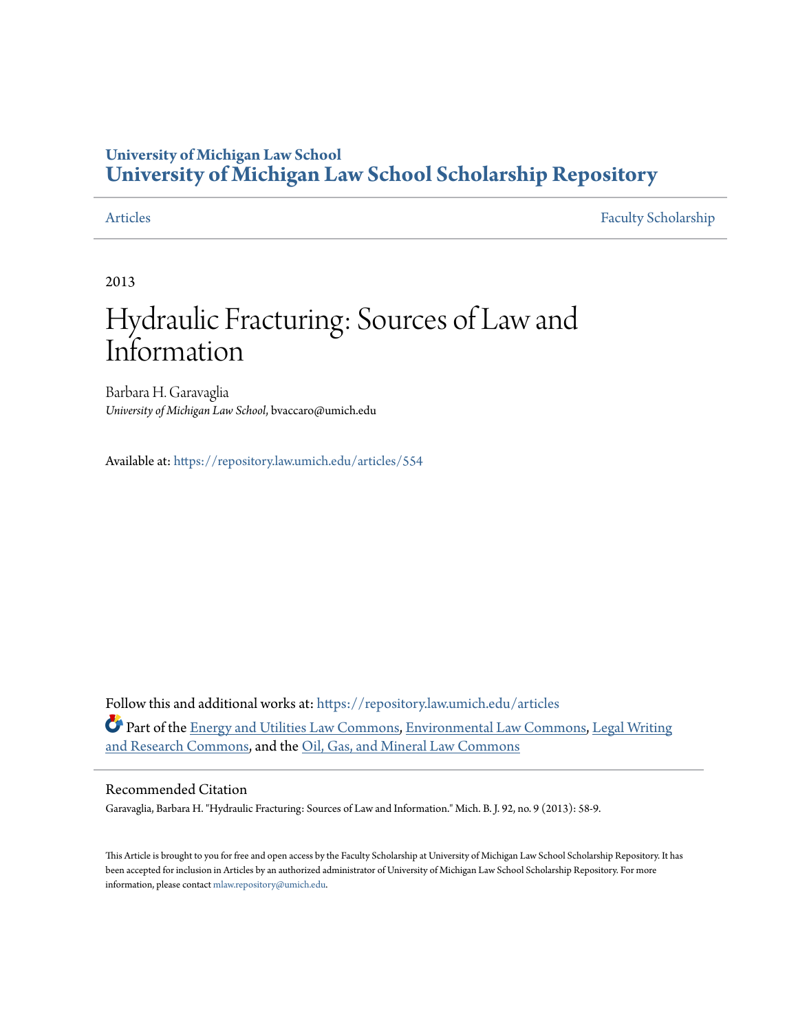# University of Michigan Law School
# University of Michigan Law School Scholarship Repository

Articles | Faculty Scholarship

2013

# Hydraulic Fracturing: Sources of Law and Information

Barbara H. Garavaglia
*University of Michigan Law School*, bvaccaro@umich.edu

Available at: https://repository.law.umich.edu/articles/554

Follow this and additional works at: https://repository.law.umich.edu/articles

Part of the Energy and Utilities Law Commons, Environmental Law Commons, Legal Writing and Research Commons, and the Oil, Gas, and Mineral Law Commons

## Recommended Citation

Garavaglia, Barbara H. "Hydraulic Fracturing: Sources of Law and Information." Mich. B. J. 92, no. 9 (2013): 58-9.

This Article is brought to you for free and open access by the Faculty Scholarship at University of Michigan Law School Scholarship Repository. It has been accepted for inclusion in Articles by an authorized administrator of University of Michigan Law School Scholarship Repository. For more information, please contact mlaw.repository@umich.edu.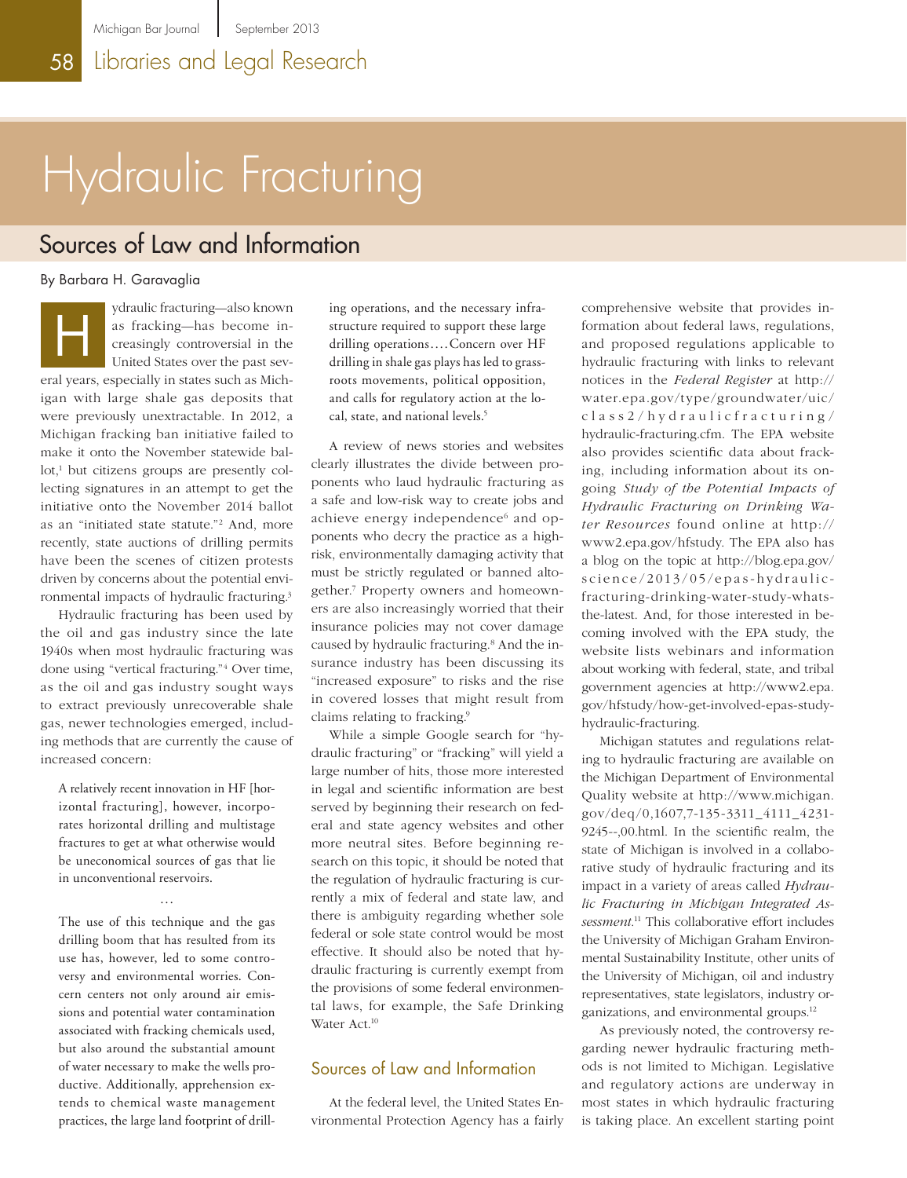# Hydraulic Fracturing

## Sources of Law and Information

By Barbara H. Garavaglia

Hydraulic fracturing—also known as fracking—has become increasingly controversial in the United States over the past several years, especially in states such as Michigan with large shale gas deposits that were previously unextractable. In 2012, a Michigan fracking ban initiative failed to make it onto the November statewide ballot,[1] but citizens groups are presently collecting signatures in an attempt to get the initiative onto the November 2014 ballot as an "initiated state statute."[2] And, more recently, state auctions of drilling permits have been the scenes of citizen protests driven by concerns about the potential environmental impacts of hydraulic fracturing.[3]

Hydraulic fracturing has been used by the oil and gas industry since the late 1940s when most hydraulic fracturing was done using "vertical fracturing."[4] Over time, as the oil and gas industry sought ways to extract previously unrecoverable shale gas, newer technologies emerged, including methods that are currently the cause of increased concern:

> A relatively recent innovation in HF [horizontal fracturing], however, incorporates horizontal drilling and multistage fractures to get at what otherwise would be uneconomical sources of gas that lie in unconventional reservoirs.
>
> . . .
>
> The use of this technique and the gas drilling boom that has resulted from its use has, however, led to some controversy and environmental worries. Concern centers not only around air emissions and potential water contamination associated with fracking chemicals used, but also around the substantial amount of water necessary to make the wells productive. Additionally, apprehension extends to chemical waste management practices, the large land footprint of drilling operations, and the necessary infrastructure required to support these large drilling operations.... Concern over HF drilling in shale gas plays has led to grassroots movements, political opposition, and calls for regulatory action at the local, state, and national levels.[5]

A review of news stories and websites clearly illustrates the divide between proponents who laud hydraulic fracturing as a safe and low-risk way to create jobs and achieve energy independence[6] and opponents who decry the practice as a high-risk, environmentally damaging activity that must be strictly regulated or banned altogether.[7] Property owners and homeowners are also increasingly worried that their insurance policies may not cover damage caused by hydraulic fracturing.[8] And the insurance industry has been discussing its "increased exposure" to risks and the rise in covered losses that might result from claims relating to fracking.[9]

While a simple Google search for "hydraulic fracturing" or "fracking" will yield a large number of hits, those more interested in legal and scientific information are best served by beginning their research on federal and state agency websites and other more neutral sites. Before beginning research on this topic, it should be noted that the regulation of hydraulic fracturing is currently a mix of federal and state law, and there is ambiguity regarding whether sole federal or sole state control would be most effective. It should also be noted that hydraulic fracturing is currently exempt from the provisions of some federal environmental laws, for example, the Safe Drinking Water Act.[10]

### Sources of Law and Information

At the federal level, the United States Environmental Protection Agency has a fairly comprehensive website that provides information about federal laws, regulations, and proposed regulations applicable to hydraulic fracturing with links to relevant notices in the *Federal Register* at http://water.epa.gov/type/groundwater/uic/class2/hydraulicfracturing/hydraulic-fracturing.cfm. The EPA website also provides scientific data about fracking, including information about its ongoing *Study of the Potential Impacts of Hydraulic Fracturing on Drinking Water Resources* found online at http://www2.epa.gov/hfstudy. The EPA also has a blog on the topic at http://blog.epa.gov/science/2013/05/epas-hydraulic-fracturing-drinking-water-study-whats-the-latest. And, for those interested in becoming involved with the EPA study, the website lists webinars and information about working with federal, state, and tribal government agencies at http://www2.epa.gov/hfstudy/how-get-involved-epas-study-hydraulic-fracturing.

Michigan statutes and regulations relating to hydraulic fracturing are available on the Michigan Department of Environmental Quality website at http://www.michigan.gov/deq/0,1607,7-135-3311_4111_4231-9245--,00.html. In the scientific realm, the state of Michigan is involved in a collaborative study of hydraulic fracturing and its impact in a variety of areas called *Hydraulic Fracturing in Michigan Integrated Assessment*.[11] This collaborative effort includes the University of Michigan Graham Environmental Sustainability Institute, other units of the University of Michigan, oil and industry representatives, state legislators, industry organizations, and environmental groups.[12]

As previously noted, the controversy regarding newer hydraulic fracturing methods is not limited to Michigan. Legislative and regulatory actions are underway in most states in which hydraulic fracturing is taking place. An excellent starting point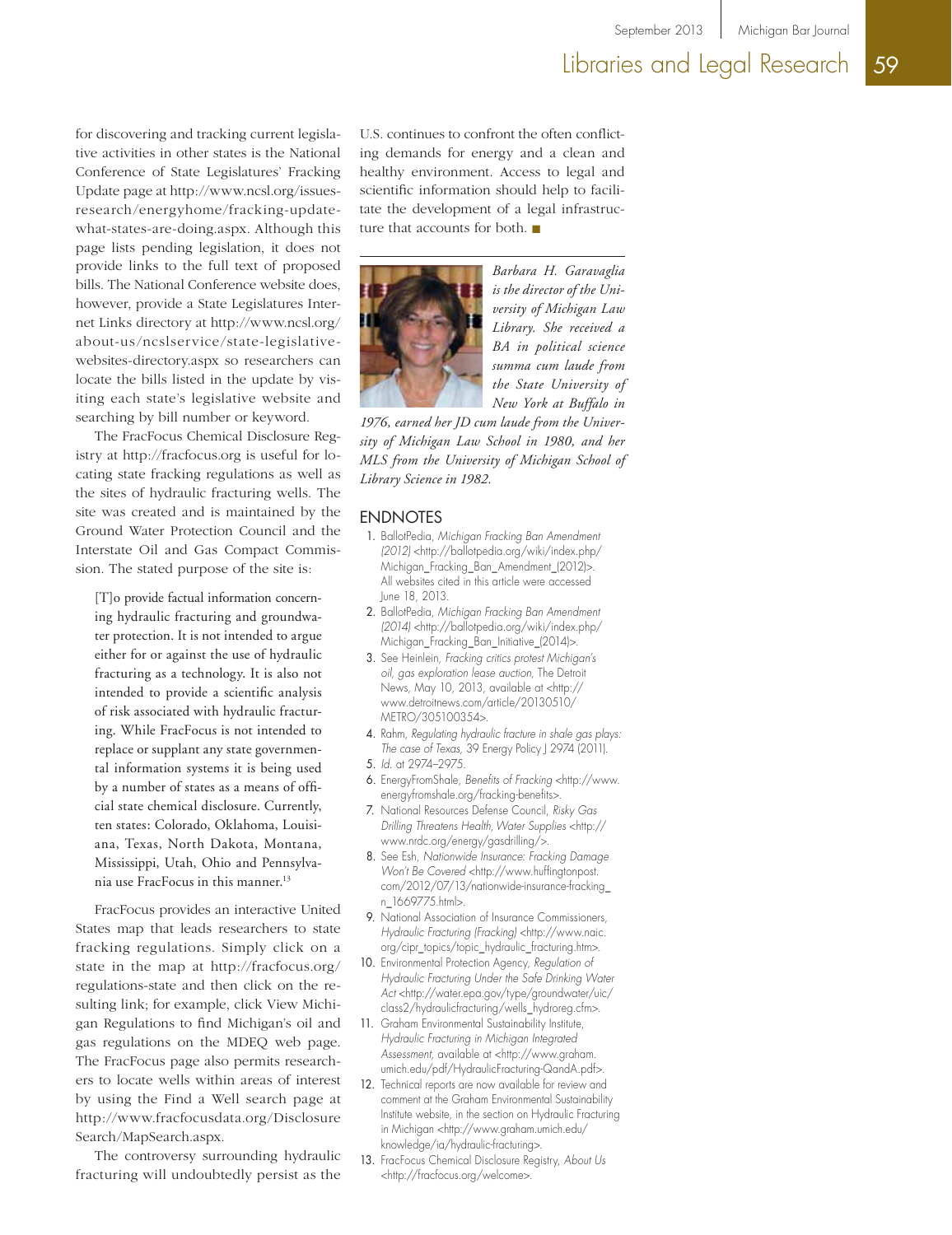for discovering and tracking current legislative activities in other states is the National Conference of State Legislatures' Fracking Update page at http://www.ncsl.org/issues-research/energyhome/fracking-update-what-states-are-doing.aspx. Although this page lists pending legislation, it does not provide links to the full text of proposed bills. The National Conference website does, however, provide a State Legislatures Internet Links directory at http://www.ncsl.org/about-us/ncslservice/state-legislative-websites-directory.aspx so researchers can locate the bills listed in the update by visiting each state's legislative website and searching by bill number or keyword.

The FracFocus Chemical Disclosure Registry at http://fracfocus.org is useful for locating state fracking regulations as well as the sites of hydraulic fracturing wells. The site was created and is maintained by the Ground Water Protection Council and the Interstate Oil and Gas Compact Commission. The stated purpose of the site is:

> [T]o provide factual information concerning hydraulic fracturing and groundwater protection. It is not intended to argue either for or against the use of hydraulic fracturing as a technology. It is also not intended to provide a scientific analysis of risk associated with hydraulic fracturing. While FracFocus is not intended to replace or supplant any state governmental information systems it is being used by a number of states as a means of official state chemical disclosure. Currently, ten states: Colorado, Oklahoma, Louisiana, Texas, North Dakota, Montana, Mississippi, Utah, Ohio and Pennsylvania use FracFocus in this manner.[13]

FracFocus provides an interactive United States map that leads researchers to state fracking regulations. Simply click on a state in the map at http://fracfocus.org/regulations-state and then click on the resulting link; for example, click View Michigan Regulations to find Michigan's oil and gas regulations on the MDEQ web page. The FracFocus page also permits researchers to locate wells within areas of interest by using the Find a Well search page at http://www.fracfocusdata.org/DisclosureSearch/MapSearch.aspx.

The controversy surrounding hydraulic fracturing will undoubtedly persist as the U.S. continues to confront the often conflicting demands for energy and a clean and healthy environment. Access to legal and scientific information should help to facilitate the development of a legal infrastructure that accounts for both. ■

*Barbara H. Garavaglia is the director of the University of Michigan Law Library. She received a BA in political science summa cum laude from the State University of New York at Buffalo in 1976, earned her JD cum laude from the University of Michigan Law School in 1980, and her MLS from the University of Michigan School of Library Science in 1982.*

## ENDNOTES

1. BallotPedia, *Michigan Fracking Ban Amendment (2012)* <http://ballotpedia.org/wiki/index.php/Michigan_Fracking_Ban_Amendment_(2012)>. All websites cited in this article were accessed June 18, 2013.
2. BallotPedia, *Michigan Fracking Ban Amendment (2014)* <http://ballotpedia.org/wiki/index.php/Michigan_Fracking_Ban_Initiative_(2014)>.
3. See Heinlein, *Fracking critics protest Michigan's oil, gas exploration lease auction,* The Detroit News, May 10, 2013, available at <http://www.detroitnews.com/article/20130510/METRO/305100354>.
4. Rahm, *Regulating hydraulic fracture in shale gas plays: The case of Texas,* 39 Energy Policy J 2974 (2011).
5. *Id.* at 2974–2975.
6. EnergyFromShale, *Benefits of Fracking* <http://www.energyfromshale.org/fracking-benefits>.
7. National Resources Defense Council, *Risky Gas Drilling Threatens Health, Water Supplies* <http://www.nrdc.org/energy/gasdrilling/>.
8. See Esh, *Nationwide Insurance: Fracking Damage Won't Be Covered* <http://www.huffingtonpost.com/2012/07/13/nationwide-insurance-fracking_n_1669775.html>.
9. National Association of Insurance Commissioners, *Hydraulic Fracturing (Fracking)* <http://www.naic.org/cipr_topics/topic_hydraulic_fracturing.htm>.
10. Environmental Protection Agency, *Regulation of Hydraulic Fracturing Under the Safe Drinking Water Act* <http://water.epa.gov/type/groundwater/uic/class2/hydraulicfracturing/wells_hydroreg.cfm>.
11. Graham Environmental Sustainability Institute, *Hydraulic Fracturing in Michigan Integrated Assessment,* available at <http://www.graham.umich.edu/pdf/HydraulicFracturing-QandA.pdf>.
12. Technical reports are now available for review and comment at the Graham Environmental Sustainability Institute website, in the section on Hydraulic Fracturing in Michigan <http://www.graham.umich.edu/knowledge/ia/hydraulic-fracturing>.
13. FracFocus Chemical Disclosure Registry, *About Us* <http://fracfocus.org/welcome>.